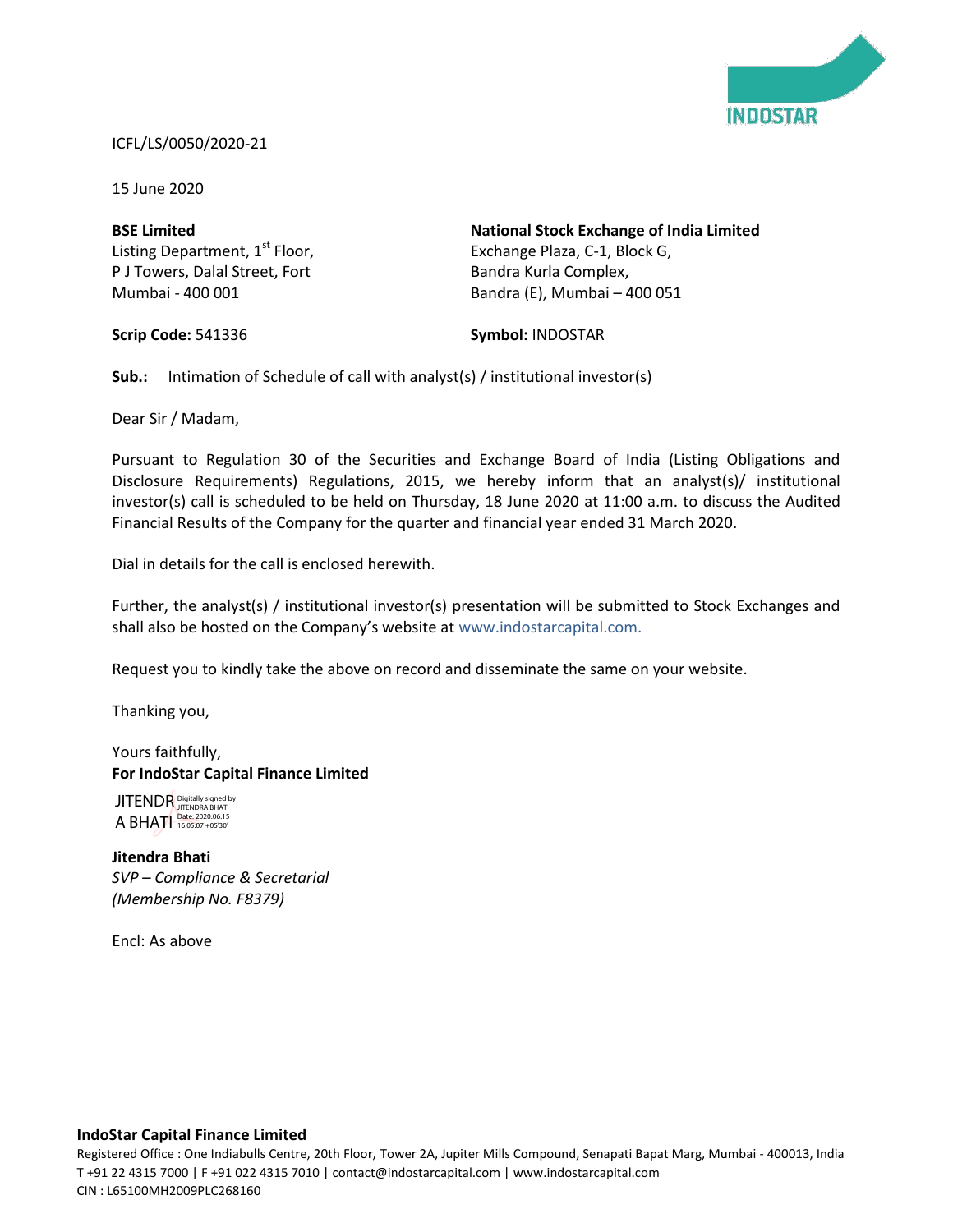ICFL/LS/0050/2020-21

15 June 2020

**BSE Limited**
Listing Department, 1st Floor,
P J Towers, Dalal Street, Fort
Mumbai - 400 001

**Scrip Code:** 541336

**National Stock Exchange of India Limited**
Exchange Plaza, C-1, Block G,
Bandra Kurla Complex,
Bandra (E), Mumbai – 400 051

**Symbol:** INDOSTAR

**Sub.:** Intimation of Schedule of call with analyst(s) / institutional investor(s)

Dear Sir / Madam,

Pursuant to Regulation 30 of the Securities and Exchange Board of India (Listing Obligations and Disclosure Requirements) Regulations, 2015, we hereby inform that an analyst(s)/ institutional investor(s) call is scheduled to be held on Thursday, 18 June 2020 at 11:00 a.m. to discuss the Audited Financial Results of the Company for the quarter and financial year ended 31 March 2020.

Dial in details for the call is enclosed herewith.

Further, the analyst(s) / institutional investor(s) presentation will be submitted to Stock Exchanges and shall also be hosted on the Company's website at www.indostarcapital.com.

Request you to kindly take the above on record and disseminate the same on your website.

Thanking you,

Yours faithfully,
**For IndoStar Capital Finance Limited**

JITENDRA BHATI
Digitally signed by JITENDRA BHATI
Date: 2020.06.15 16:05:07 +05'30'

**Jitendra Bhati**
*SVP – Compliance & Secretarial*
*(Membership No. F8379)*

Encl: As above

**IndoStar Capital Finance Limited**
Registered Office : One Indiabulls Centre, 20th Floor, Tower 2A, Jupiter Mills Compound, Senapati Bapat Marg, Mumbai - 400013, India
T +91 22 4315 7000 | F +91 022 4315 7010 | contact@indostarcapital.com | www.indostarcapital.com
CIN : L65100MH2009PLC268160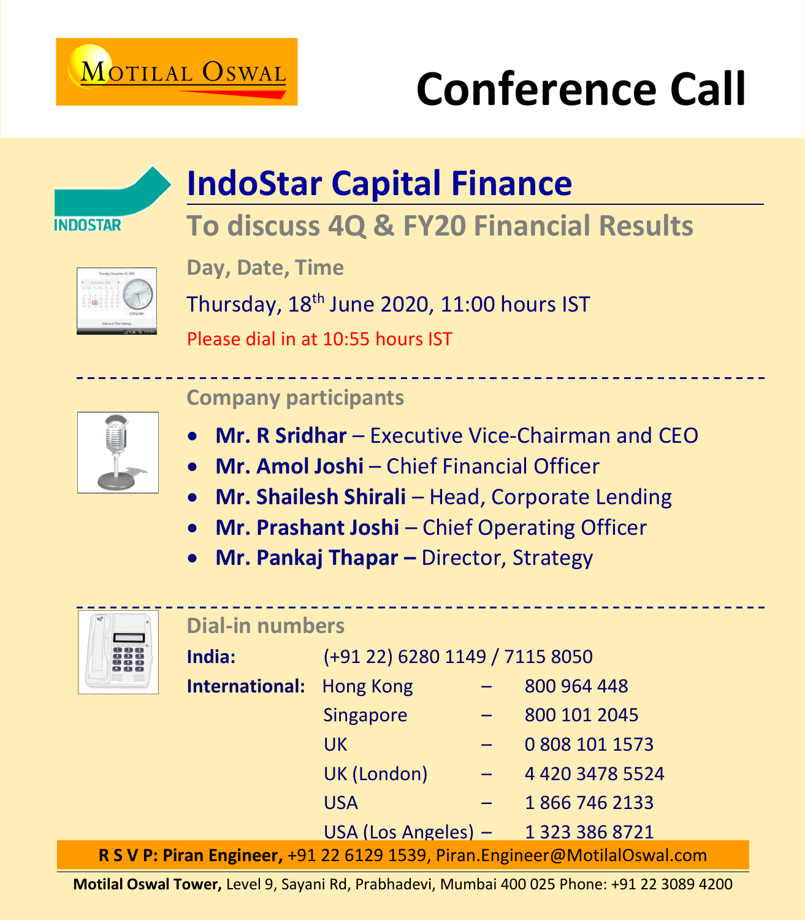# Conference Call

## IndoStar Capital Finance

### To discuss 4Q & FY20 Financial Results

**Day, Date, Time**

Thursday, 18th June 2020, 11:00 hours IST

Please dial in at 10:55 hours IST

**Company participants**

- **Mr. R Sridhar** – Executive Vice-Chairman and CEO
- **Mr. Amol Joshi** – Chief Financial Officer
- **Mr. Shailesh Shirali** – Head, Corporate Lending
- **Mr. Prashant Joshi** – Chief Operating Officer
- **Mr. Pankaj Thapar –** Director, Strategy

**Dial-in numbers**

**India:** (+91 22) 6280 1149 / 7115 8050

**International:**

| | | |
|---|---|---|
| Hong Kong | – | 800 964 448 |
| Singapore | – | 800 101 2045 |
| UK | – | 0 808 101 1573 |
| UK (London) | – | 4 420 3478 5524 |
| USA | – | 1 866 746 2133 |
| USA (Los Angeles) | – | 1 323 386 8721 |

**R S V P: Piran Engineer,** +91 22 6129 1539, Piran.Engineer@MotilalOswal.com

**Motilal Oswal Tower,** Level 9, Sayani Rd, Prabhadevi, Mumbai 400 025 Phone: +91 22 3089 4200